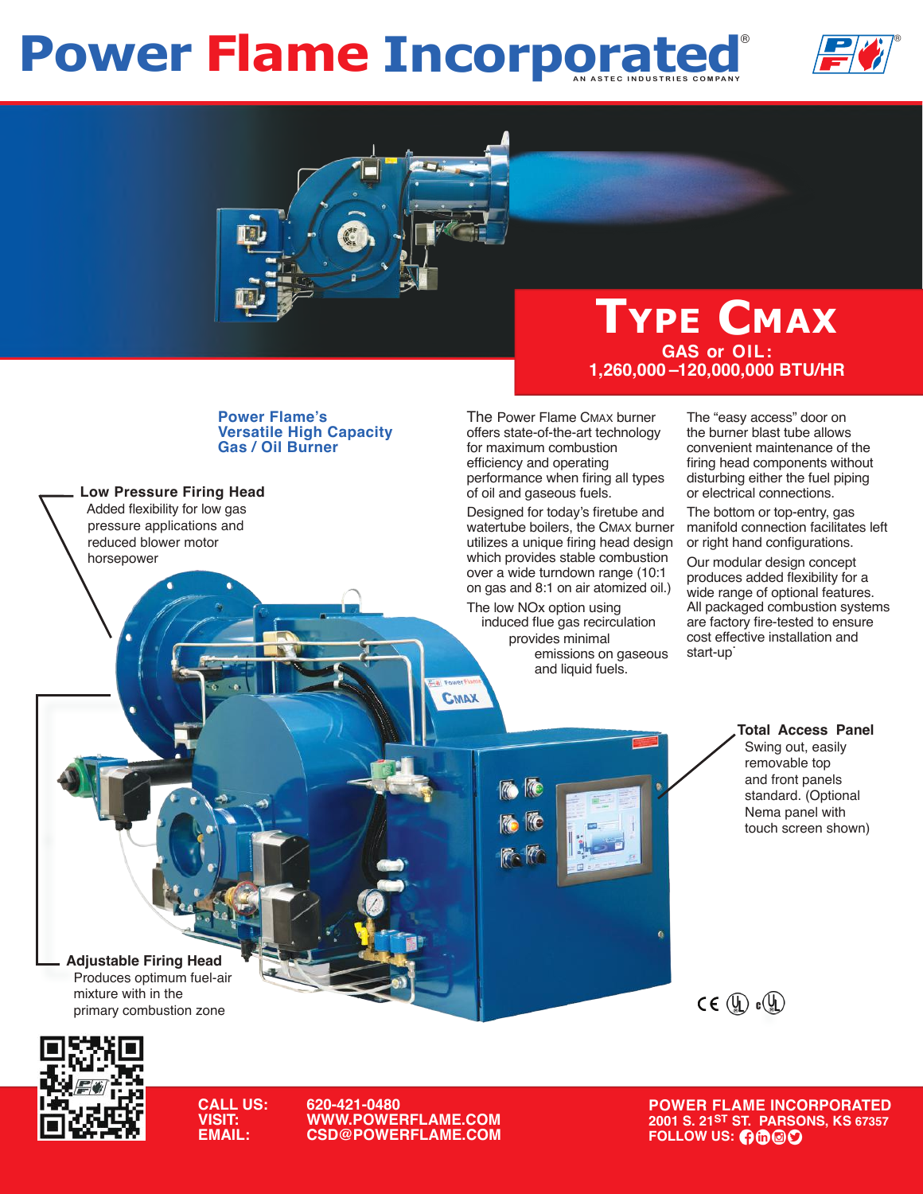# Power Flame Incorporated®

AN ASTEC INDUSTRIES COMPANY

## Type CMax

**GAS or OIL:**
**1,260,000 –120,000,000 BTU/HR**

### Power Flame's Versatile High Capacity Gas / Oil Burner

**Low Pressure Firing Head**
Added flexibility for low gas pressure applications and reduced blower motor horsepower

The Power Flame CMAX burner offers state-of-the-art technology for maximum combustion efficiency and operating performance when firing all types of oil and gaseous fuels.

Designed for today's firetube and watertube boilers, the CMAX burner utilizes a unique firing head design which provides stable combustion over a wide turndown range (10:1 on gas and 8:1 on air atomized oil.)

The low NOx option using induced flue gas recirculation provides minimal emissions on gaseous and liquid fuels.

The "easy access" door on the burner blast tube allows convenient maintenance of the firing head components without disturbing either the fuel piping or electrical connections.

The bottom or top-entry, gas manifold connection facilitates left or right hand configurations.

Our modular design concept produces added flexibility for a wide range of optional features. All packaged combustion systems are factory fire-tested to ensure cost effective installation and start-up*

**Total Access Panel**
Swing out, easily removable top and front panels standard. (Optional Nema panel with touch screen shown)

**Adjustable Firing Head**
Produces optimum fuel-air mixture with in the primary combustion zone

CE UL cUL

**CALL US:** 620-421-0480
**VISIT:** WWW.POWERFLAME.COM
**EMAIL:** CSD@POWERFLAME.COM

**POWER FLAME INCORPORATED**
**2001 S. 21ST ST. PARSONS, KS 67357**
**FOLLOW US:**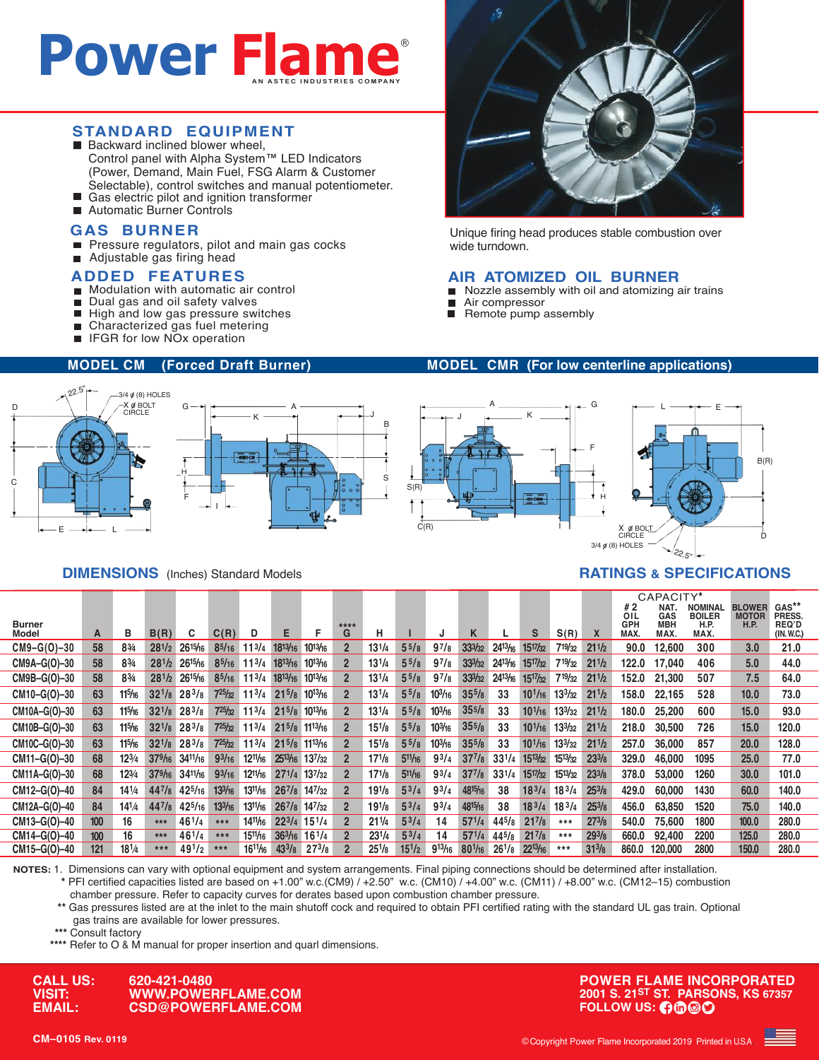# Power Flame®

AN ASTEC INDUSTRIES COMPANY

## STANDARD EQUIPMENT

- Backward inclined blower wheel, Control panel with Alpha System™ LED Indicators (Power, Demand, Main Fuel, FSG Alarm & Customer Selectable), control switches and manual potentiometer.
- Gas electric pilot and ignition transformer
- Automatic Burner Controls

## GAS BURNER

- Pressure regulators, pilot and main gas cocks
- Adjustable gas firing head

## ADDED FEATURES

- Modulation with automatic air control
- Dual gas and oil safety valves
- High and low gas pressure switches
- Characterized gas fuel metering
- IFGR for low NOx operation

Unique firing head produces stable combustion over wide turndown.

## AIR ATOMIZED OIL BURNER

- Nozzle assembly with oil and atomizing air trains
- Air compressor
- Remote pump assembly

## MODEL CM (Forced Draft Burner)

## MODEL CMR (For low centerline applications)

22.5°
3/4 ø (8) HOLES
X ø BOLT CIRCLE
A B C D E F G H I J K L S S(R) B(R) C(R)

## DIMENSIONS (Inches) Standard Models

## RATINGS & SPECIFICATIONS

| Burner Model | A | B | B(R) | C | C(R) | D | E | F | **** G | H | I | J | K | L | S | S(R) | X | CAPACITY* # 2 OIL GPH MAX. | NAT. GAS MBH MAX. | NOMINAL BOILER H.P. MAX. | BLOWER MOTOR H.P. | GAS** PRESS. REQ'D (IN. W.C.) |
|---|---|---|---|---|---|---|---|---|---|---|---|---|---|---|---|---|---|---|---|---|---|---|
| CM9–G(O)–30 | 58 | 8¾ | 28½ | 26 15/16 | 8 5/16 | 11¾ | 18 13/16 | 10 13/16 | 2 | 13¼ | 5⅝ | 9⅞ | 33 9/32 | 24 13/16 | 15 17/32 | 7 19/32 | 21½ | 90.0 | 12,600 | 300 | 3.0 | 21.0 |
| CM9A–G(O)–30 | 58 | 8¾ | 28½ | 26 15/16 | 8 5/16 | 11¾ | 18 13/16 | 10 13/16 | 2 | 13¼ | 5⅝ | 9⅞ | 33 9/32 | 24 13/16 | 15 17/32 | 7 19/32 | 21½ | 122.0 | 17,040 | 406 | 5.0 | 44.0 |
| CM9B–G(O)–30 | 58 | 8¾ | 28½ | 26 15/16 | 8 5/16 | 11¾ | 18 13/16 | 10 13/16 | 2 | 13¼ | 5⅝ | 9⅞ | 33 9/32 | 24 13/16 | 15 17/32 | 7 19/32 | 21½ | 152.0 | 21,300 | 507 | 7.5 | 64.0 |
| CM10–G(O)–30 | 63 | 11 5/16 | 32⅛ | 28⅜ | 7 25/32 | 11¾ | 21⅝ | 10 13/16 | 2 | 13¼ | 5⅝ | 10 3/16 | 35⅝ | 33 | 10 1/16 | 13 3/32 | 21½ | 158.0 | 22,165 | 528 | 10.0 | 73.0 |
| CM10A–G(O)–30 | 63 | 11 5/16 | 32⅛ | 28⅜ | 7 25/32 | 11¾ | 21⅝ | 10 13/16 | 2 | 13¼ | 5⅝ | 10 3/16 | 35⅝ | 33 | 10 1/16 | 13 3/32 | 21½ | 180.0 | 25,200 | 600 | 15.0 | 93.0 |
| CM10B–G(O)–30 | 63 | 11 5/16 | 32⅛ | 28⅜ | 7 25/32 | 11¾ | 21⅝ | 11 13/16 | 2 | 15⅛ | 5⅝ | 10 3/16 | 35⅝ | 33 | 10 1/16 | 13 3/32 | 21½ | 218.0 | 30,500 | 726 | 15.0 | 120.0 |
| CM10C–G(O)–30 | 63 | 11 5/16 | 32⅛ | 28⅜ | 7 25/32 | 11¾ | 21⅝ | 11 13/16 | 2 | 15⅛ | 5⅝ | 10 3/16 | 35⅝ | 33 | 10 1/16 | 13 3/32 | 21½ | 257.0 | 36,000 | 857 | 20.0 | 128.0 |
| CM11–G(O)–30 | 68 | 12¾ | 37 9/16 | 34 11/16 | 9 3/16 | 12 11/16 | 25 13/16 | 13 7/32 | 2 | 17⅛ | 5 11/16 | 9¾ | 37⅞ | 33¼ | 15 13/32 | 15 13/32 | 23⅜ | 329.0 | 46,000 | 1095 | 25.0 | 77.0 |
| CM11A–G(O)–30 | 68 | 12¾ | 37 9/16 | 34 11/16 | 9 3/16 | 12 11/16 | 27¼ | 13 7/32 | 2 | 17⅛ | 5 11/16 | 9¾ | 37⅞ | 33¼ | 15 17/32 | 15 13/32 | 23⅜ | 378.0 | 53,000 | 1260 | 30.0 | 101.0 |
| CM12–G(O)–40 | 84 | 14¼ | 44⅞ | 42 5/16 | 13 3/16 | 13 11/16 | 26⅞ | 14 7/32 | 2 | 19⅛ | 5¾ | 9¾ | 48 15/16 | 38 | 18¾ | 18¾ | 25⅜ | 429.0 | 60,000 | 1430 | 60.0 | 140.0 |
| CM12A–G(O)–40 | 84 | 14¼ | 44⅞ | 42 5/16 | 13 3/16 | 13 11/16 | 26⅞ | 14 7/32 | 2 | 19⅛ | 5¾ | 9¾ | 48 15/16 | 38 | 18¾ | 18¾ | 25⅜ | 456.0 | 63,850 | 1520 | 75.0 | 140.0 |
| CM13–G(O)–40 | 100 | 16 | *** | 46¼ | *** | 14 11/16 | 22¾ | 15¼ | 2 | 21¼ | 5¾ | 14 | 57¼ | 44⅝ | 21⅞ | *** | 27⅜ | 540.0 | 75,600 | 1800 | 100.0 | 280.0 |
| CM14–G(O)–40 | 100 | 16 | *** | 46¼ | *** | 15 11/16 | 36 3/16 | 16¼ | 2 | 23¼ | 5¾ | 14 | 57¼ | 44⅝ | 21⅞ | *** | 29⅜ | 660.0 | 92,400 | 2200 | 125.0 | 280.0 |
| CM15–G(O)–40 | 121 | 18¼ | *** | 49½ | *** | 16 11/16 | 43⅜ | 27⅜ | 2 | 25⅛ | 15½ | 9 13/16 | 80 1/16 | 26⅛ | 22 13/16 | *** | 31⅜ | 860.0 | 120,000 | 2800 | 150.0 | 280.0 |

**NOTES:** 1. Dimensions can vary with optional equipment and system arrangements. Final piping connections should be determined after installation.

\* PFI certified capacities listed are based on +1.00" w.c.(CM9) / +2.50" w.c. (CM10) / +4.00" w.c. (CM11) / +8.00" w.c. (CM12–15) combustion chamber pressure. Refer to capacity curves for derates based upon combustion chamber pressure.

\*\* Gas pressures listed are at the inlet to the main shutoff cock and required to obtain PFI certified rating with the standard UL gas train. Optional gas trains are available for lower pressures.

\*\*\* Consult factory

\*\*\*\* Refer to O & M manual for proper insertion and quarl dimensions.

**CALL US:** 620-421-0480
**VISIT:** WWW.POWERFLAME.COM
**EMAIL:** CSD@POWERFLAME.COM

**POWER FLAME INCORPORATED**
**2001 S. 21ST ST. PARSONS, KS 67357**
**FOLLOW US:**

CM–0105 Rev. 0119

© Copyright Power Flame Incorporated 2019 Printed in U.S.A